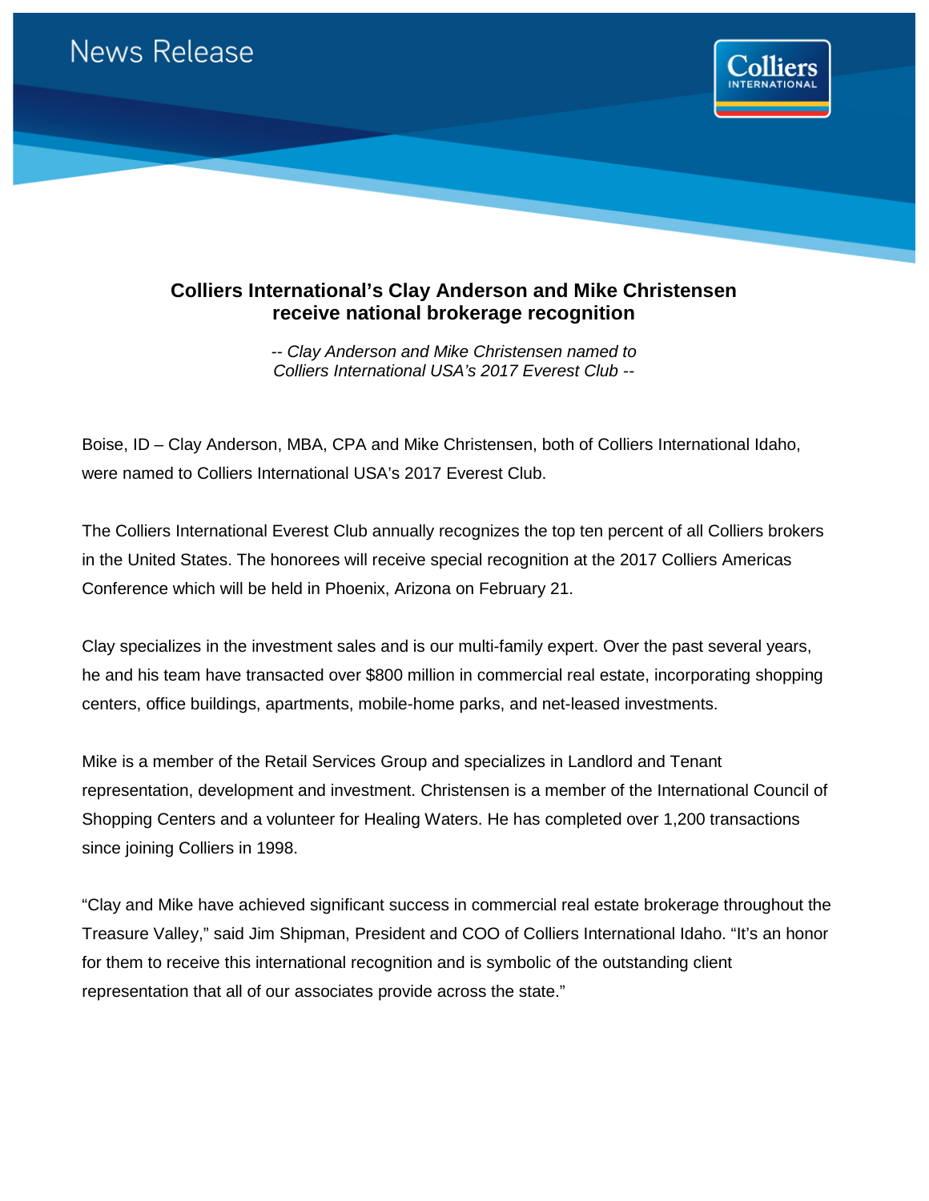News Release

# Colliers International's Clay Anderson and Mike Christensen receive national brokerage recognition

*-- Clay Anderson and Mike Christensen named to Colliers International USA's 2017 Everest Club --*

Boise, ID – Clay Anderson, MBA, CPA and Mike Christensen, both of Colliers International Idaho, were named to Colliers International USA's 2017 Everest Club.

The Colliers International Everest Club annually recognizes the top ten percent of all Colliers brokers in the United States. The honorees will receive special recognition at the 2017 Colliers Americas Conference which will be held in Phoenix, Arizona on February 21.

Clay specializes in the investment sales and is our multi-family expert. Over the past several years, he and his team have transacted over $800 million in commercial real estate, incorporating shopping centers, office buildings, apartments, mobile-home parks, and net-leased investments.

Mike is a member of the Retail Services Group and specializes in Landlord and Tenant representation, development and investment. Christensen is a member of the International Council of Shopping Centers and a volunteer for Healing Waters. He has completed over 1,200 transactions since joining Colliers in 1998.

"Clay and Mike have achieved significant success in commercial real estate brokerage throughout the Treasure Valley," said Jim Shipman, President and COO of Colliers International Idaho. "It's an honor for them to receive this international recognition and is symbolic of the outstanding client representation that all of our associates provide across the state."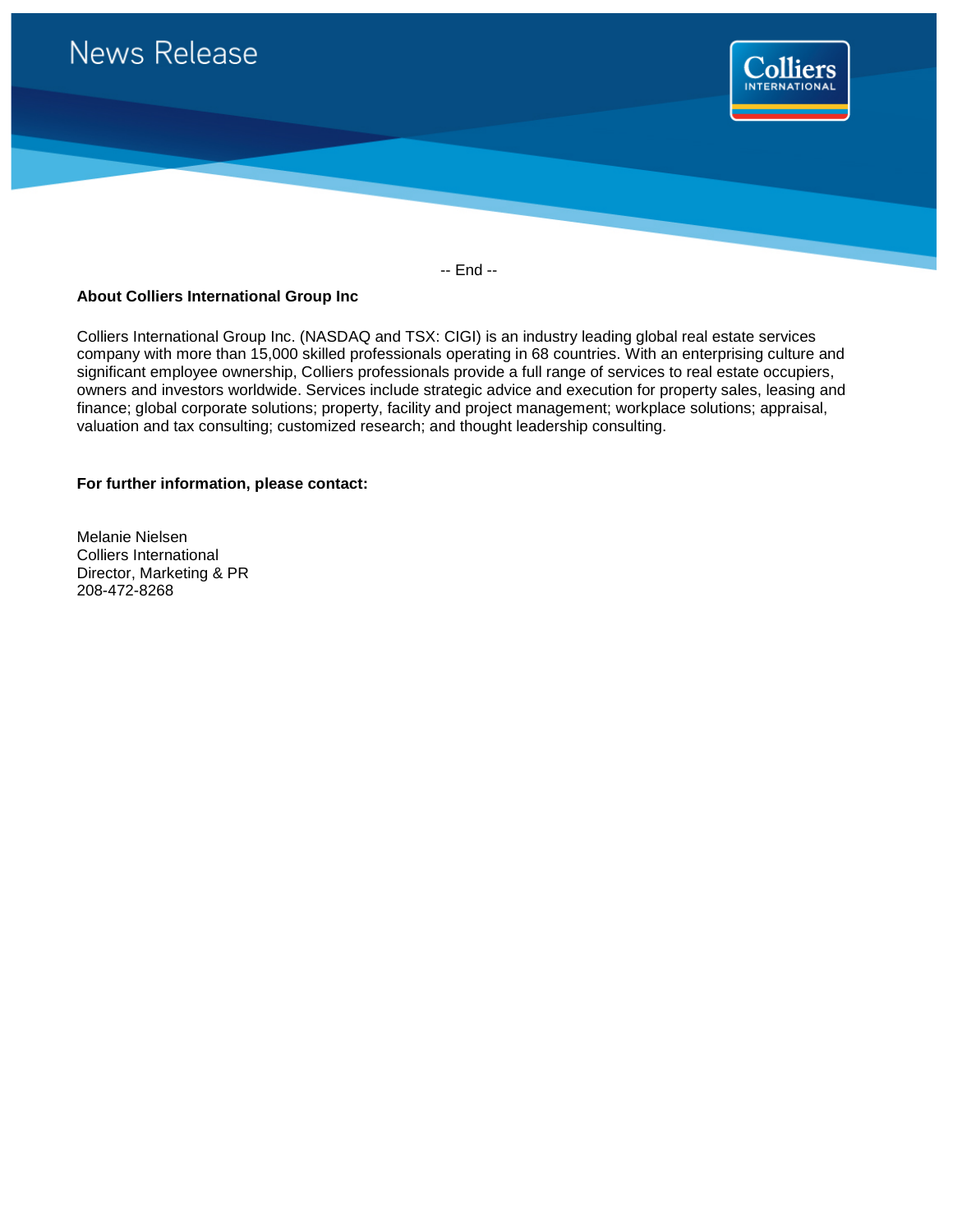-- End --

**About Colliers International Group Inc**

Colliers International Group Inc. (NASDAQ and TSX: CIGI) is an industry leading global real estate services company with more than 15,000 skilled professionals operating in 68 countries. With an enterprising culture and significant employee ownership, Colliers professionals provide a full range of services to real estate occupiers, owners and investors worldwide. Services include strategic advice and execution for property sales, leasing and finance; global corporate solutions; property, facility and project management; workplace solutions; appraisal, valuation and tax consulting; customized research; and thought leadership consulting.

**For further information, please contact:**

Melanie Nielsen
Colliers International
Director, Marketing & PR
208-472-8268